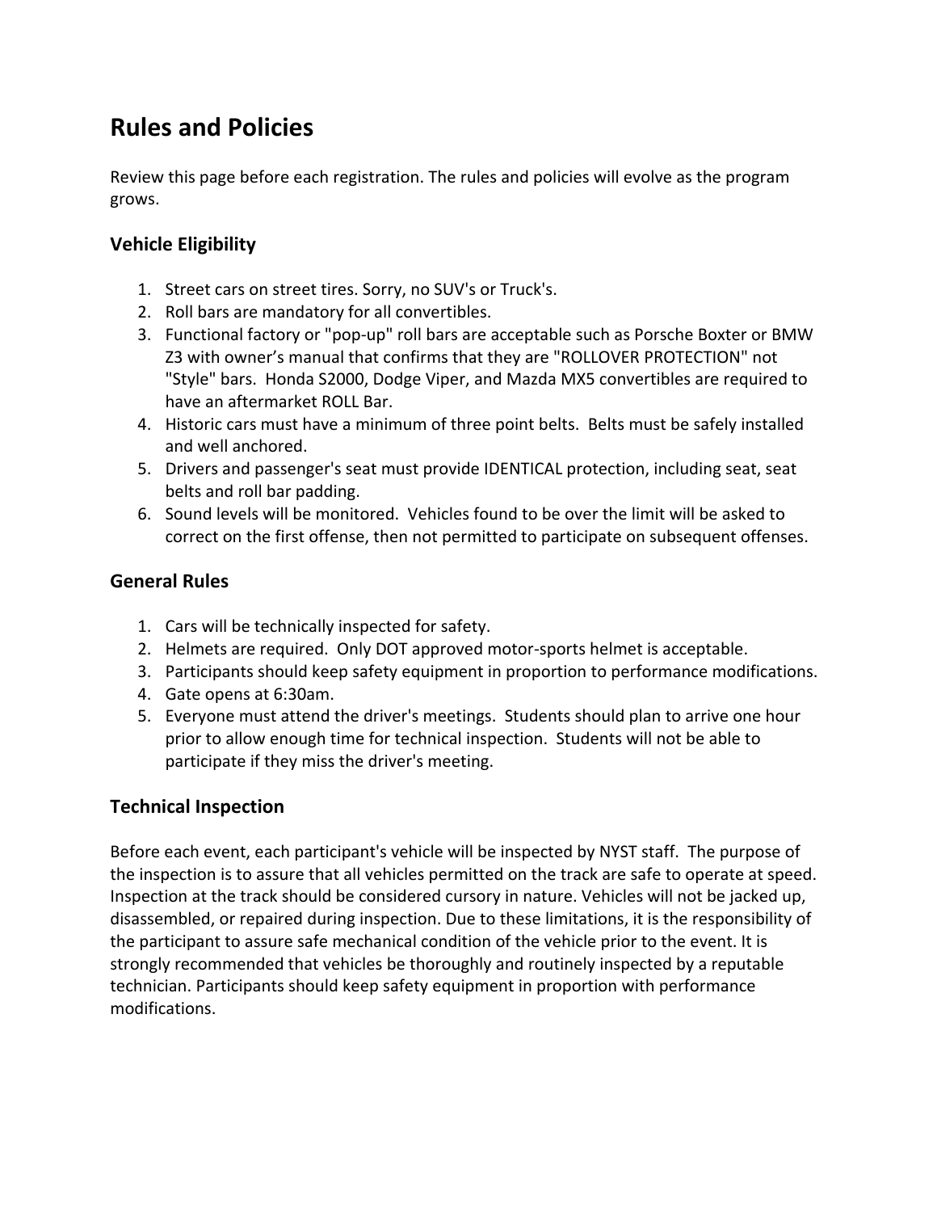# Rules and Policies

Review this page before each registration. The rules and policies will evolve as the program grows.

## Vehicle Eligibility

1. Street cars on street tires. Sorry, no SUV's or Truck's.
2. Roll bars are mandatory for all convertibles.
3. Functional factory or "pop-up" roll bars are acceptable such as Porsche Boxter or BMW Z3 with owner's manual that confirms that they are "ROLLOVER PROTECTION" not "Style" bars. Honda S2000, Dodge Viper, and Mazda MX5 convertibles are required to have an aftermarket ROLL Bar.
4. Historic cars must have a minimum of three point belts. Belts must be safely installed and well anchored.
5. Drivers and passenger's seat must provide IDENTICAL protection, including seat, seat belts and roll bar padding.
6. Sound levels will be monitored. Vehicles found to be over the limit will be asked to correct on the first offense, then not permitted to participate on subsequent offenses.

## General Rules

1. Cars will be technically inspected for safety.
2. Helmets are required. Only DOT approved motor-sports helmet is acceptable.
3. Participants should keep safety equipment in proportion to performance modifications.
4. Gate opens at 6:30am.
5. Everyone must attend the driver's meetings. Students should plan to arrive one hour prior to allow enough time for technical inspection. Students will not be able to participate if they miss the driver's meeting.

## Technical Inspection

Before each event, each participant's vehicle will be inspected by NYST staff. The purpose of the inspection is to assure that all vehicles permitted on the track are safe to operate at speed. Inspection at the track should be considered cursory in nature. Vehicles will not be jacked up, disassembled, or repaired during inspection. Due to these limitations, it is the responsibility of the participant to assure safe mechanical condition of the vehicle prior to the event. It is strongly recommended that vehicles be thoroughly and routinely inspected by a reputable technician. Participants should keep safety equipment in proportion with performance modifications.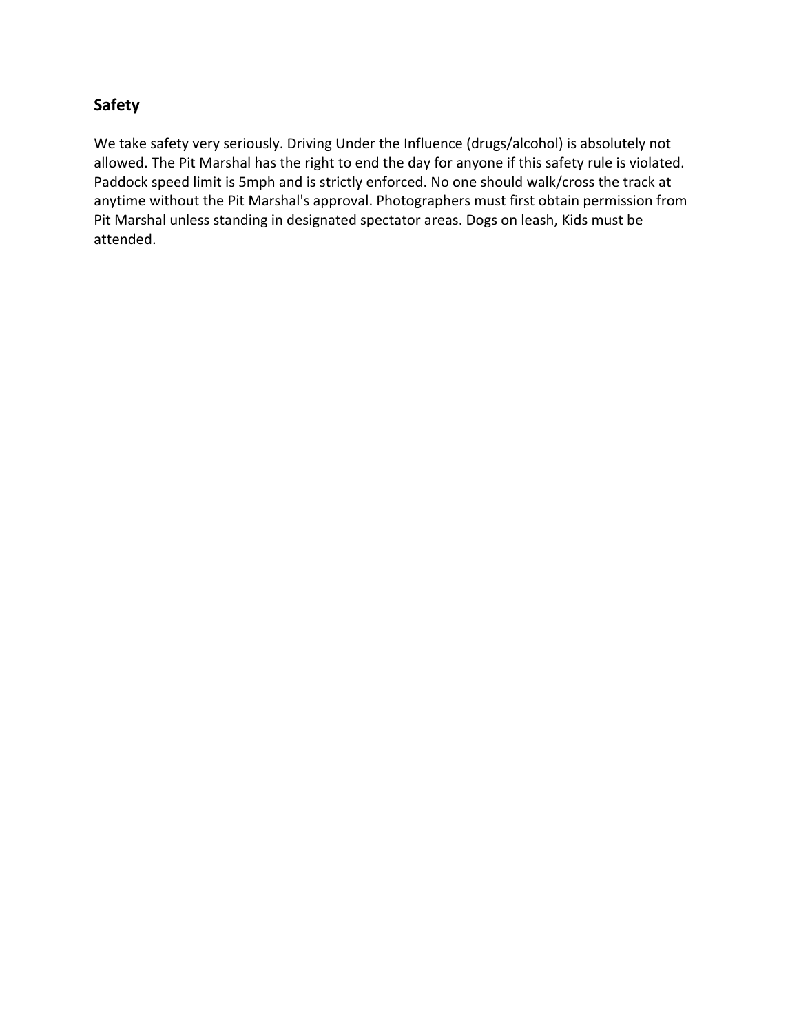## Safety

We take safety very seriously. Driving Under the Influence (drugs/alcohol) is absolutely not allowed. The Pit Marshal has the right to end the day for anyone if this safety rule is violated. Paddock speed limit is 5mph and is strictly enforced. No one should walk/cross the track at anytime without the Pit Marshal's approval. Photographers must first obtain permission from Pit Marshal unless standing in designated spectator areas. Dogs on leash, Kids must be attended.